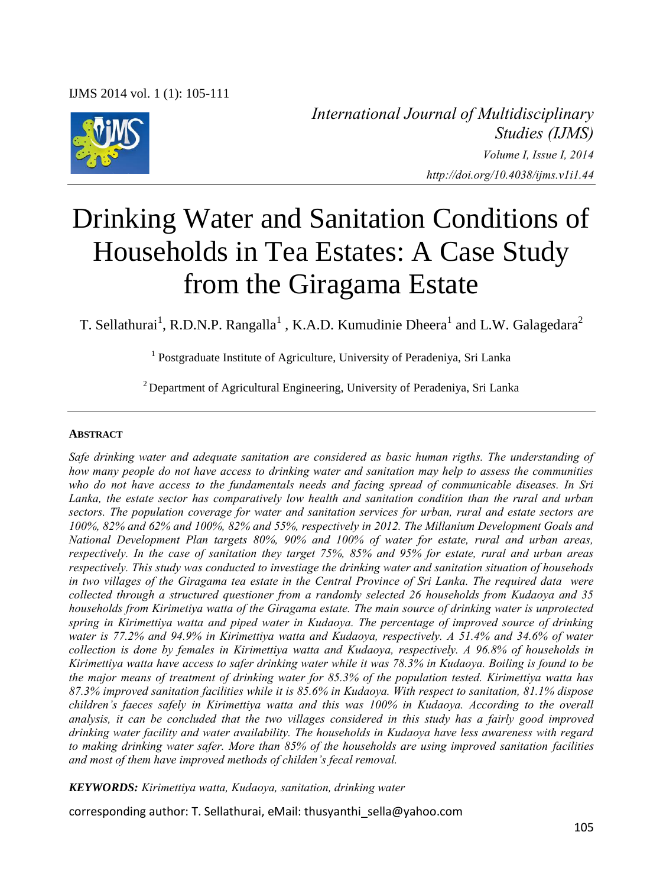*International Journal of Multidisciplinary Studies (IJMS)*
*Volume I, Issue I, 2014*
*http://doi.org/10.4038/ijms.v1i1.44*

# Drinking Water and Sanitation Conditions of Households in Tea Estates: A Case Study from the Giragama Estate

T. Sellathurai[1], R.D.N.P. Rangalla[1] , K.A.D. Kumudinie Dheera[1] and L.W. Galagedara[2]

[1] Postgraduate Institute of Agriculture, University of Peradeniya, Sri Lanka

[2] Department of Agricultural Engineering, University of Peradeniya, Sri Lanka

**ABSTRACT**

*Safe drinking water and adequate sanitation are considered as basic human rigths. The understanding of how many people do not have access to drinking water and sanitation may help to assess the communities who do not have access to the fundamentals needs and facing spread of communicable diseases. In Sri Lanka, the estate sector has comparatively low health and sanitation condition than the rural and urban sectors. The population coverage for water and sanitation services for urban, rural and estate sectors are 100%, 82% and 62% and 100%, 82% and 55%, respectively in 2012. The Millanium Development Goals and National Development Plan targets 80%, 90% and 100% of water for estate, rural and urban areas, respectively. In the case of sanitation they target 75%, 85% and 95% for estate, rural and urban areas respectively. This study was conducted to investiage the drinking water and sanitation situation of households in two villages of the Giragama tea estate in the Central Province of Sri Lanka. The required data were collected through a structured questioner from a randomly selected 26 households from Kudaoya and 35 households from Kirimetiya watta of the Giragama estate. The main source of drinking water is unprotected spring in Kirimettiya watta and piped water in Kudaoya. The percentage of improved source of drinking water is 77.2% and 94.9% in Kirimettiya watta and Kudaoya, respectively. A 51.4% and 34.6% of water collection is done by females in Kirimettiya watta and Kudaoya, respectively. A 96.8% of households in Kirimettiya watta have access to safer drinking water while it was 78.3% in Kudaoya. Boiling is found to be the major means of treatment of drinking water for 85.3% of the population tested. Kirimettiya watta has 87.3% improved sanitation facilities while it is 85.6% in Kudaoya. With respect to sanitation, 81.1% dispose children's faeces safely in Kirimettiya watta and this was 100% in Kudaoya. According to the overall analysis, it can be concluded that the two villages considered in this study has a fairly good improved drinking water facility and water availability. The households in Kudaoya have less awareness with regard to making drinking water safer. More than 85% of the households are using improved sanitation facilities and most of them have improved methods of childen's fecal removal.*

***KEYWORDS:*** *Kirimettiya watta, Kudaoya, sanitation, drinking water*

corresponding author: T. Sellathurai, eMail: thusyanthi_sella@yahoo.com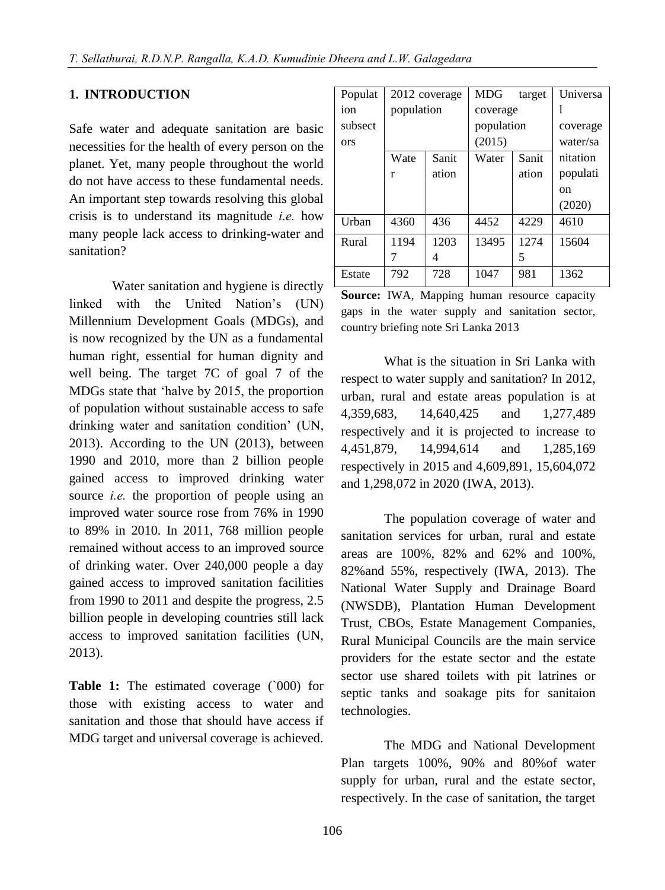## 1. INTRODUCTION

Safe water and adequate sanitation are basic necessities for the health of every person on the planet. Yet, many people throughout the world do not have access to these fundamental needs. An important step towards resolving this global crisis is to understand its magnitude *i.e.* how many people lack access to drinking-water and sanitation?

Water sanitation and hygiene is directly linked with the United Nation's (UN) Millennium Development Goals (MDGs), and is now recognized by the UN as a fundamental human right, essential for human dignity and well being. The target 7C of goal 7 of the MDGs state that 'halve by 2015, the proportion of population without sustainable access to safe drinking water and sanitation condition' (UN, 2013). According to the UN (2013), between 1990 and 2010, more than 2 billion people gained access to improved drinking water source *i.e.* the proportion of people using an improved water source rose from 76% in 1990 to 89% in 2010. In 2011, 768 million people remained without access to an improved source of drinking water. Over 240,000 people a day gained access to improved sanitation facilities from 1990 to 2011 and despite the progress, 2.5 billion people in developing countries still lack access to improved sanitation facilities (UN, 2013).

**Table 1:** The estimated coverage (`000) for those with existing access to water and sanitation and those that should have access if MDG target and universal coverage is achieved.

| Population subsectors | 2012 coverage population | | MDG target coverage population (2015) | | Universal coverage water/sanitation population (2020) |
|---|---|---|---|---|---|
| | Water | Sanitation | Water | Sanitation | |
| Urban | 4360 | 436 | 4452 | 4229 | 4610 |
| Rural | 11947 | 12034 | 13495 | 12745 | 15604 |
| Estate | 792 | 728 | 1047 | 981 | 1362 |

**Source:** IWA, Mapping human resource capacity gaps in the water supply and sanitation sector, country briefing note Sri Lanka 2013

What is the situation in Sri Lanka with respect to water supply and sanitation? In 2012, urban, rural and estate areas population is at 4,359,683, 14,640,425 and 1,277,489 respectively and it is projected to increase to 4,451,879, 14,994,614 and 1,285,169 respectively in 2015 and 4,609,891, 15,604,072 and 1,298,072 in 2020 (IWA, 2013).

The population coverage of water and sanitation services for urban, rural and estate areas are 100%, 82% and 62% and 100%, 82%and 55%, respectively (IWA, 2013). The National Water Supply and Drainage Board (NWSDB), Plantation Human Development Trust, CBOs, Estate Management Companies, Rural Municipal Councils are the main service providers for the estate sector and the estate sector use shared toilets with pit latrines or septic tanks and soakage pits for sanitaion technologies.

The MDG and National Development Plan targets 100%, 90% and 80%of water supply for urban, rural and the estate sector, respectively. In the case of sanitation, the target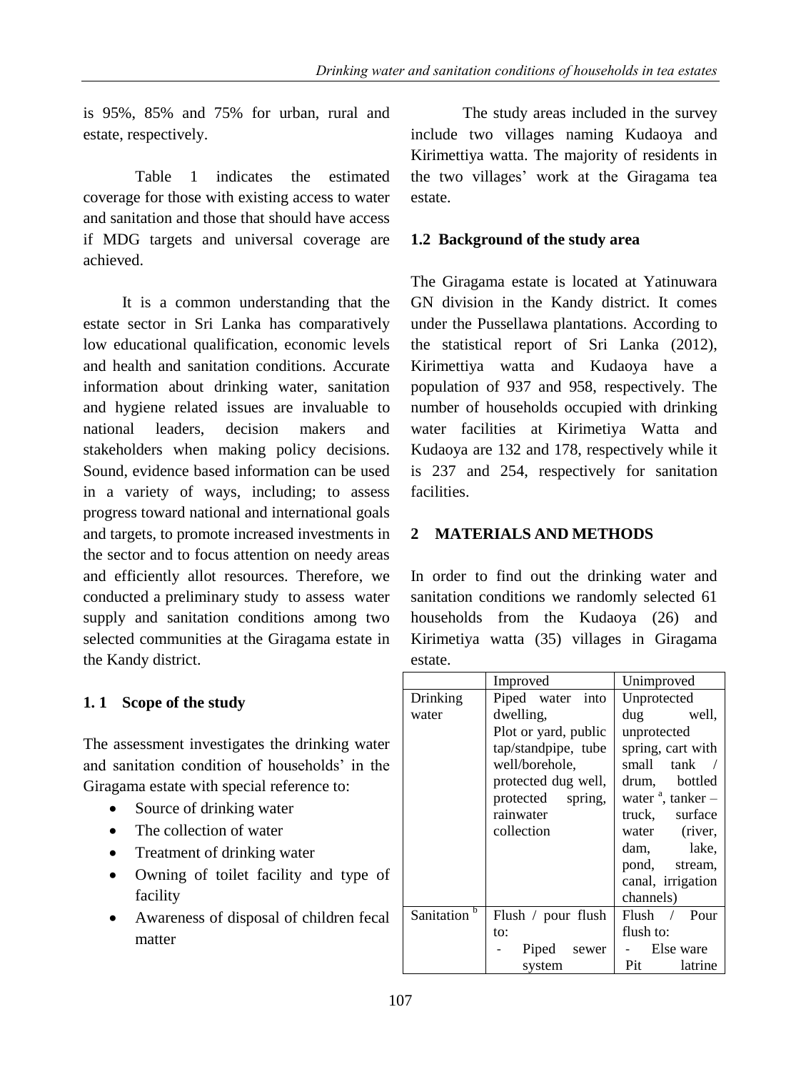is 95%, 85% and 75% for urban, rural and estate, respectively.

Table 1 indicates the estimated coverage for those with existing access to water and sanitation and those that should have access if MDG targets and universal coverage are achieved.

It is a common understanding that the estate sector in Sri Lanka has comparatively low educational qualification, economic levels and health and sanitation conditions. Accurate information about drinking water, sanitation and hygiene related issues are invaluable to national leaders, decision makers and stakeholders when making policy decisions. Sound, evidence based information can be used in a variety of ways, including; to assess progress toward national and international goals and targets, to promote increased investments in the sector and to focus attention on needy areas and efficiently allot resources. Therefore, we conducted a preliminary study to assess water supply and sanitation conditions among two selected communities at the Giragama estate in the Kandy district.

### 1. 1 Scope of the study

The assessment investigates the drinking water and sanitation condition of households' in the Giragama estate with special reference to:

- Source of drinking water
- The collection of water
- Treatment of drinking water
- Owning of toilet facility and type of facility
- Awareness of disposal of children fecal matter

The study areas included in the survey include two villages naming Kudaoya and Kirimettiya watta. The majority of residents in the two villages' work at the Giragama tea estate.

### 1.2 Background of the study area

The Giragama estate is located at Yatinuwara GN division in the Kandy district. It comes under the Pussellawa plantations. According to the statistical report of Sri Lanka (2012), Kirimettiya watta and Kudaoya have a population of 937 and 958, respectively. The number of households occupied with drinking water facilities at Kirimetiya Watta and Kudaoya are 132 and 178, respectively while it is 237 and 254, respectively for sanitation facilities.

## 2 MATERIALS AND METHODS

In order to find out the drinking water and sanitation conditions we randomly selected 61 households from the Kudaoya (26) and Kirimetiya watta (35) villages in Giragama estate.

| | Improved | Unimproved |
|---|---|---|
| Drinking water | Piped water into dwelling, Plot or yard, public tap/standpipe, tube well/borehole, protected dug well, protected spring, rainwater collection | Unprotected dug well, unprotected spring, cart with small tank / drum, bottled water [a], tanker – truck, surface water (river, dam, lake, pond, stream, canal, irrigation channels) |
| Sanitation [b] | Flush / pour flush to: - Piped sewer system | Flush / Pour flush to: - Else ware Pit latrine |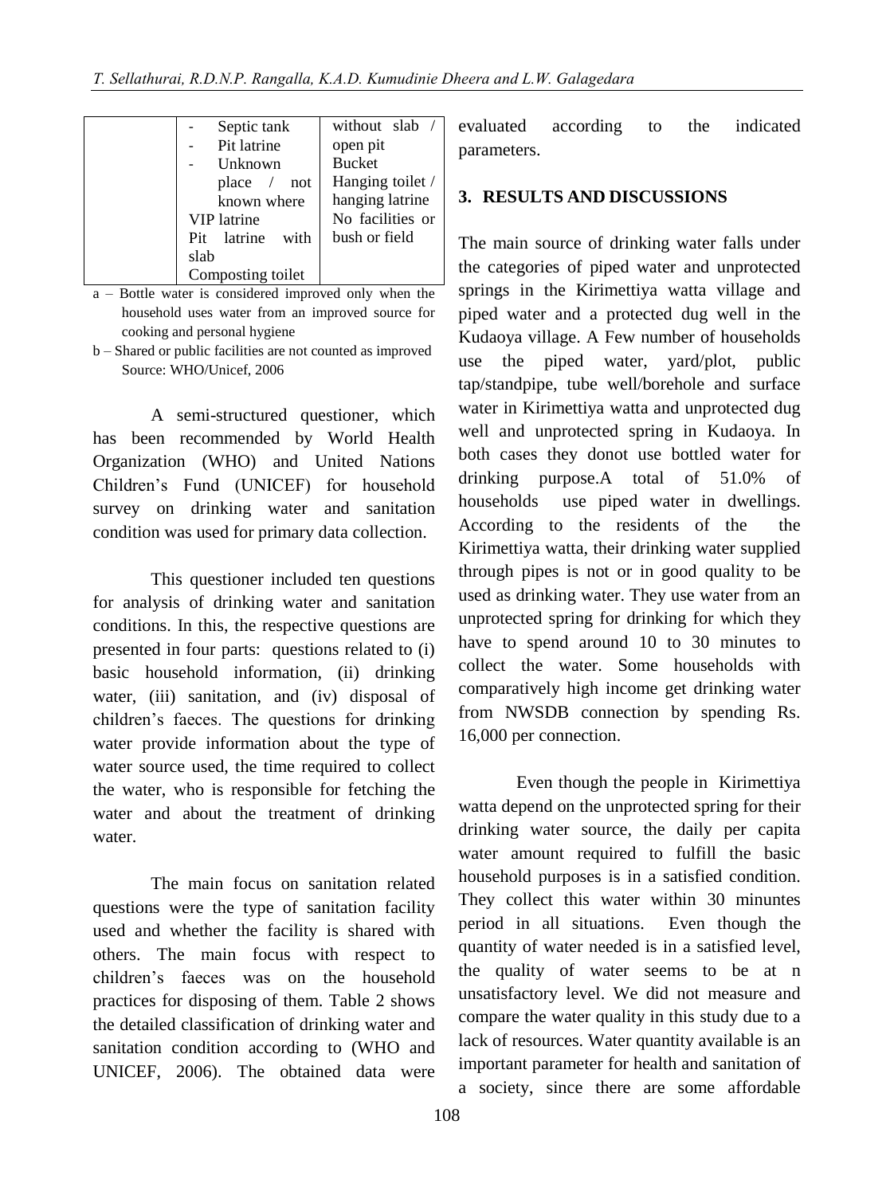| | - Septic tank<br>- Pit latrine<br>- Unknown place / not known where<br>VIP latrine<br>Pit latrine with slab<br>Composting toilet | without slab / open pit<br>Bucket<br>Hanging toilet / hanging latrine<br>No facilities or bush or field |
|---|---|---|

a – Bottle water is considered improved only when the household uses water from an improved source for cooking and personal hygiene

b – Shared or public facilities are not counted as improved
Source: WHO/Unicef, 2006

A semi-structured questioner, which has been recommended by World Health Organization (WHO) and United Nations Children's Fund (UNICEF) for household survey on drinking water and sanitation condition was used for primary data collection.

This questioner included ten questions for analysis of drinking water and sanitation conditions. In this, the respective questions are presented in four parts: questions related to (i) basic household information, (ii) drinking water, (iii) sanitation, and (iv) disposal of children's faeces. The questions for drinking water provide information about the type of water source used, the time required to collect the water, who is responsible for fetching the water and about the treatment of drinking water.

The main focus on sanitation related questions were the type of sanitation facility used and whether the facility is shared with others. The main focus with respect to children's faeces was on the household practices for disposing of them. Table 2 shows the detailed classification of drinking water and sanitation condition according to (WHO and UNICEF, 2006). The obtained data were evaluated according to the indicated parameters.

## 3. RESULTS AND DISCUSSIONS

The main source of drinking water falls under the categories of piped water and unprotected springs in the Kirimettiya watta village and piped water and a protected dug well in the Kudaoya village. A Few number of households use the piped water, yard/plot, public tap/standpipe, tube well/borehole and surface water in Kirimettiya watta and unprotected dug well and unprotected spring in Kudaoya. In both cases they donot use bottled water for drinking purpose.A total of 51.0% of households use piped water in dwellings. According to the residents of the the Kirimettiya watta, their drinking water supplied through pipes is not or in good quality to be used as drinking water. They use water from an unprotected spring for drinking for which they have to spend around 10 to 30 minutes to collect the water. Some households with comparatively high income get drinking water from NWSDB connection by spending Rs. 16,000 per connection.

Even though the people in Kirimettiya watta depend on the unprotected spring for their drinking water source, the daily per capita water amount required to fulfill the basic household purposes is in a satisfied condition. They collect this water within 30 minuntes period in all situations. Even though the quantity of water needed is in a satisfied level, the quality of water seems to be at n unsatisfactory level. We did not measure and compare the water quality in this study due to a lack of resources. Water quantity available is an important parameter for health and sanitation of a society, since there are some affordable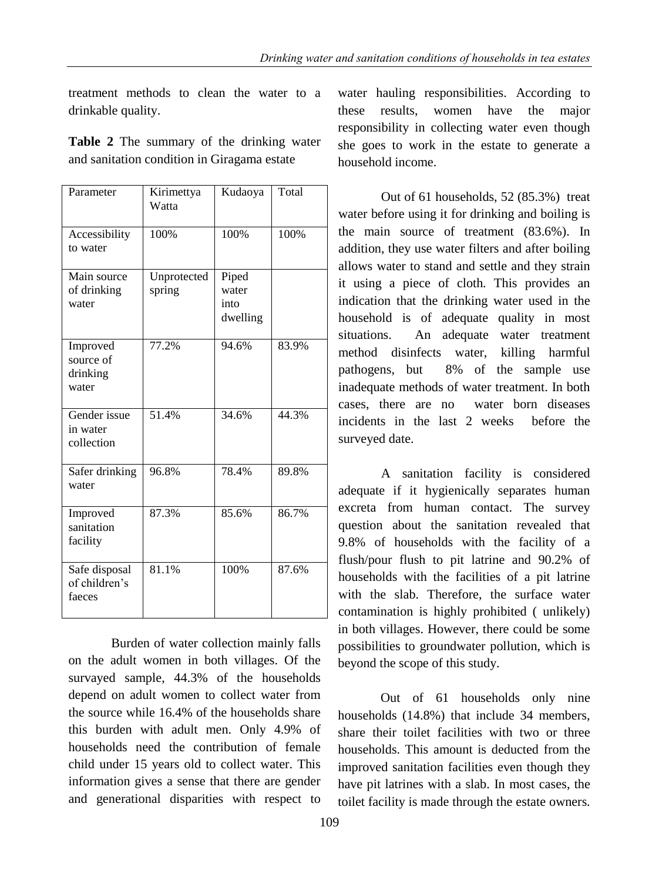treatment methods to clean the water to a drinkable quality.

**Table 2** The summary of the drinking water and sanitation condition in Giragama estate

| Parameter | Kirimettya Watta | Kudaoya | Total |
|---|---|---|---|
| Accessibility to water | 100% | 100% | 100% |
| Main source of drinking water | Unprotected spring | Piped water into dwelling | |
| Improved source of drinking water | 77.2% | 94.6% | 83.9% |
| Gender issue in water collection | 51.4% | 34.6% | 44.3% |
| Safer drinking water | 96.8% | 78.4% | 89.8% |
| Improved sanitation facility | 87.3% | 85.6% | 86.7% |
| Safe disposal of children's faeces | 81.1% | 100% | 87.6% |

Burden of water collection mainly falls on the adult women in both villages. Of the survayed sample, 44.3% of the households depend on adult women to collect water from the source while 16.4% of the households share this burden with adult men. Only 4.9% of households need the contribution of female child under 15 years old to collect water. This information gives a sense that there are gender and generational disparities with respect to water hauling responsibilities. According to these results, women have the major responsibility in collecting water even though she goes to work in the estate to generate a household income.

Out of 61 households, 52 (85.3%) treat water before using it for drinking and boiling is the main source of treatment (83.6%). In addition, they use water filters and after boiling allows water to stand and settle and they strain it using a piece of cloth. This provides an indication that the drinking water used in the household is of adequate quality in most situations. An adequate water treatment method disinfects water, killing harmful pathogens, but 8% of the sample use inadequate methods of water treatment. In both cases, there are no water born diseases incidents in the last 2 weeks before the surveyed date.

A sanitation facility is considered adequate if it hygienically separates human excreta from human contact. The survey question about the sanitation revealed that 9.8% of households with the facility of a flush/pour flush to pit latrine and 90.2% of households with the facilities of a pit latrine with the slab. Therefore, the surface water contamination is highly prohibited ( unlikely) in both villages. However, there could be some possibilities to groundwater pollution, which is beyond the scope of this study.

Out of 61 households only nine households (14.8%) that include 34 members, share their toilet facilities with two or three households. This amount is deducted from the improved sanitation facilities even though they have pit latrines with a slab. In most cases, the toilet facility is made through the estate owners.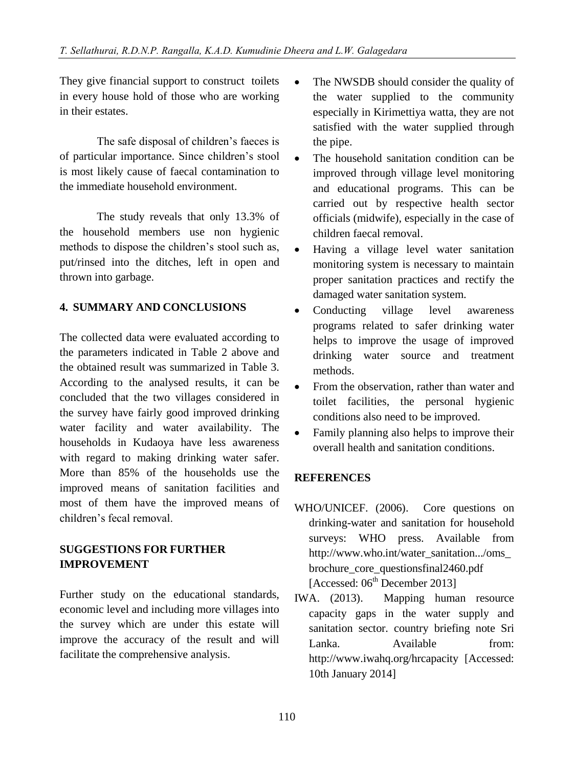They give financial support to construct toilets in every house hold of those who are working in their estates.

The safe disposal of children's faeces is of particular importance. Since children's stool is most likely cause of faecal contamination to the immediate household environment.

The study reveals that only 13.3% of the household members use non hygienic methods to dispose the children's stool such as, put/rinsed into the ditches, left in open and thrown into garbage.

## 4. SUMMARY AND CONCLUSIONS

The collected data were evaluated according to the parameters indicated in Table 2 above and the obtained result was summarized in Table 3. According to the analysed results, it can be concluded that the two villages considered in the survey have fairly good improved drinking water facility and water availability. The households in Kudaoya have less awareness with regard to making drinking water safer. More than 85% of the households use the improved means of sanitation facilities and most of them have the improved means of children's fecal removal.

## SUGGESTIONS FOR FURTHER IMPROVEMENT

Further study on the educational standards, economic level and including more villages into the survey which are under this estate will improve the accuracy of the result and will facilitate the comprehensive analysis.

- The NWSDB should consider the quality of the water supplied to the community especially in Kirimettiya watta, they are not satisfied with the water supplied through the pipe.
- The household sanitation condition can be improved through village level monitoring and educational programs. This can be carried out by respective health sector officials (midwife), especially in the case of children faecal removal.
- Having a village level water sanitation monitoring system is necessary to maintain proper sanitation practices and rectify the damaged water sanitation system.
- Conducting village level awareness programs related to safer drinking water helps to improve the usage of improved drinking water source and treatment methods.
- From the observation, rather than water and toilet facilities, the personal hygienic conditions also need to be improved.
- Family planning also helps to improve their overall health and sanitation conditions.

## REFERENCES

WHO/UNICEF. (2006). Core questions on drinking-water and sanitation for household surveys: WHO press. Available from http://www.who.int/water_sanitation.../oms_brochure_core_questionsfinal2460.pdf [Accessed: 06th December 2013]

IWA. (2013). Mapping human resource capacity gaps in the water supply and sanitation sector. country briefing note Sri Lanka. Available from: http://www.iwahq.org/hrcapacity [Accessed: 10th January 2014]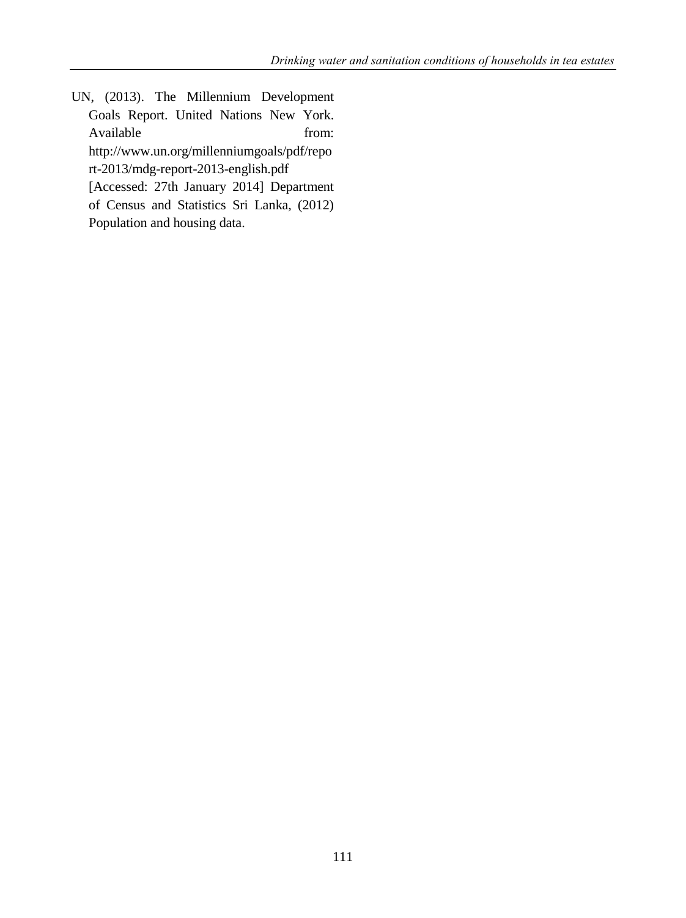UN, (2013). The Millennium Development Goals Report. United Nations New York. Available from: http://www.un.org/millenniumgoals/pdf/report-2013/mdg-report-2013-english.pdf [Accessed: 27th January 2014] Department of Census and Statistics Sri Lanka, (2012) Population and housing data.